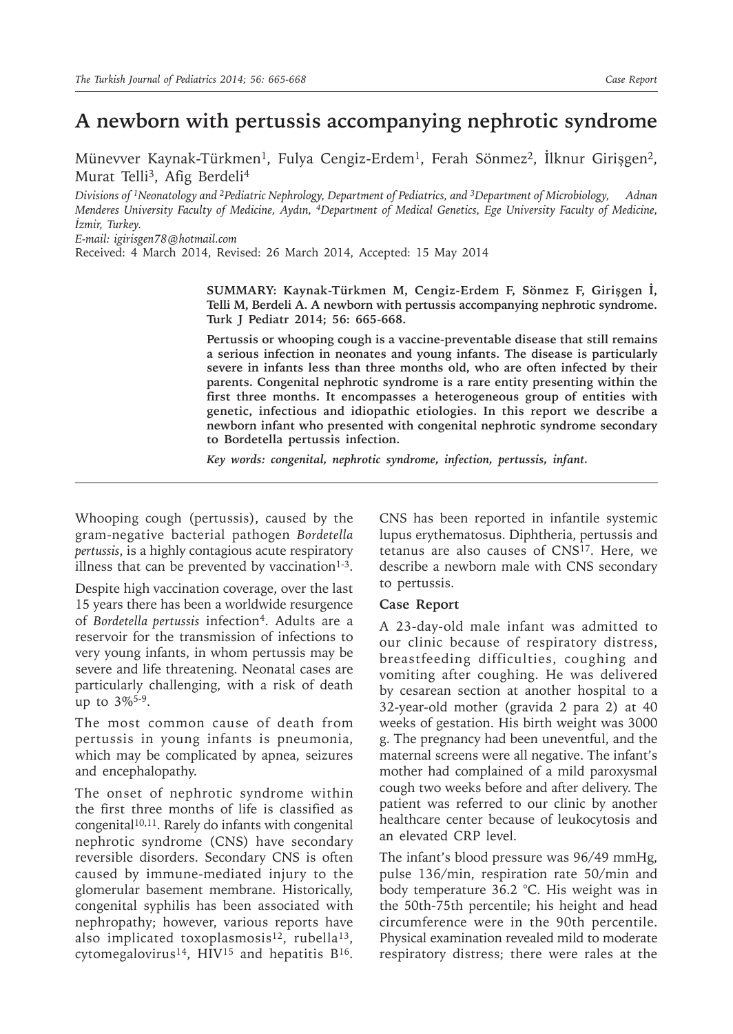# A newborn with pertussis accompanying nephrotic syndrome

Münevver Kaynak-Türkmen[1], Fulya Cengiz-Erdem[1], Ferah Sönmez[2], İlknur Girişgen[2], Murat Telli[3], Afig Berdeli[4]

*Divisions of [1]Neonatology and [2]Pediatric Nephrology, Department of Pediatrics, and [3]Department of Microbiology, Adnan Menderes University Faculty of Medicine, Aydın, [4]Department of Medical Genetics, Ege University Faculty of Medicine, İzmir, Turkey.*

*E-mail: igirisgen78@hotmail.com*

Received: 4 March 2014, Revised: 26 March 2014, Accepted: 15 May 2014

**SUMMARY: Kaynak-Türkmen M, Cengiz-Erdem F, Sönmez F, Girişgen İ, Telli M, Berdeli A. A newborn with pertussis accompanying nephrotic syndrome. Turk J Pediatr 2014; 56: 665-668.**

**Pertussis or whooping cough is a vaccine-preventable disease that still remains a serious infection in neonates and young infants. The disease is particularly severe in infants less than three months old, who are often infected by their parents. Congenital nephrotic syndrome is a rare entity presenting within the first three months. It encompasses a heterogeneous group of entities with genetic, infectious and idiopathic etiologies. In this report we describe a newborn infant who presented with congenital nephrotic syndrome secondary to Bordetella pertussis infection.**

***Key words: congenital, nephrotic syndrome, infection, pertussis, infant.***

Whooping cough (pertussis), caused by the gram-negative bacterial pathogen *Bordetella pertussis*, is a highly contagious acute respiratory illness that can be prevented by vaccination[1-3].

Despite high vaccination coverage, over the last 15 years there has been a worldwide resurgence of *Bordetella pertussis* infection[4]. Adults are a reservoir for the transmission of infections to very young infants, in whom pertussis may be severe and life threatening. Neonatal cases are particularly challenging, with a risk of death up to 3%[5-9].

The most common cause of death from pertussis in young infants is pneumonia, which may be complicated by apnea, seizures and encephalopathy.

The onset of nephrotic syndrome within the first three months of life is classified as congenital[10,11]. Rarely do infants with congenital nephrotic syndrome (CNS) have secondary reversible disorders. Secondary CNS is often caused by immune-mediated injury to the glomerular basement membrane. Historically, congenital syphilis has been associated with nephropathy; however, various reports have also implicated toxoplasmosis[12], rubella[13], cytomegalovirus[14], HIV[15] and hepatitis B[16]. CNS has been reported in infantile systemic lupus erythematosus. Diphtheria, pertussis and tetanus are also causes of CNS[17]. Here, we describe a newborn male with CNS secondary to pertussis.

### Case Report

A 23-day-old male infant was admitted to our clinic because of respiratory distress, breastfeeding difficulties, coughing and vomiting after coughing. He was delivered by cesarean section at another hospital to a 32-year-old mother (gravida 2 para 2) at 40 weeks of gestation. His birth weight was 3000 g. The pregnancy had been uneventful, and the maternal screens were all negative. The infant's mother had complained of a mild paroxysmal cough two weeks before and after delivery. The patient was referred to our clinic by another healthcare center because of leukocytosis and an elevated CRP level.

The infant's blood pressure was 96/49 mmHg, pulse 136/min, respiration rate 50/min and body temperature 36.2 °C. His weight was in the 50th-75th percentile; his height and head circumference were in the 90th percentile. Physical examination revealed mild to moderate respiratory distress; there were rales at the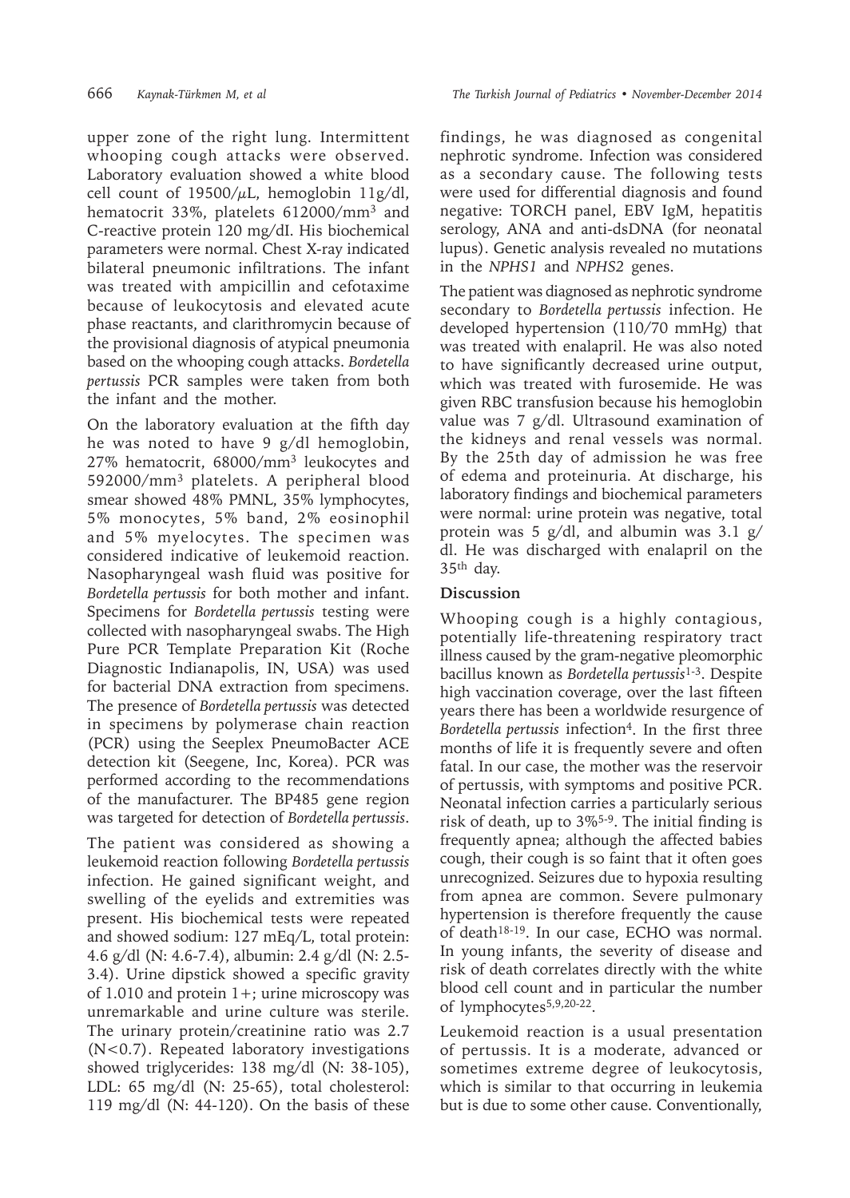upper zone of the right lung. Intermittent whooping cough attacks were observed. Laboratory evaluation showed a white blood cell count of 19500/$\mu$L, hemoglobin 11g/dl, hematocrit 33%, platelets 612000/mm$^3$ and C-reactive protein 120 mg/dI. His biochemical parameters were normal. Chest X-ray indicated bilateral pneumonic infiltrations. The infant was treated with ampicillin and cefotaxime because of leukocytosis and elevated acute phase reactants, and clarithromycin because of the provisional diagnosis of atypical pneumonia based on the whooping cough attacks. *Bordetella pertussis* PCR samples were taken from both the infant and the mother.

On the laboratory evaluation at the fifth day he was noted to have 9 g/dl hemoglobin, 27% hematocrit, 68000/mm$^3$ leukocytes and 592000/mm$^3$ platelets. A peripheral blood smear showed 48% PMNL, 35% lymphocytes, 5% monocytes, 5% band, 2% eosinophil and 5% myelocytes. The specimen was considered indicative of leukemoid reaction. Nasopharyngeal wash fluid was positive for *Bordetella pertussis* for both mother and infant. Specimens for *Bordetella pertussis* testing were collected with nasopharyngeal swabs. The High Pure PCR Template Preparation Kit (Roche Diagnostic Indianapolis, IN, USA) was used for bacterial DNA extraction from specimens. The presence of *Bordetella pertussis* was detected in specimens by polymerase chain reaction (PCR) using the Seeplex PneumoBacter ACE detection kit (Seegene, Inc, Korea). PCR was performed according to the recommendations of the manufacturer. The BP485 gene region was targeted for detection of *Bordetella pertussis*.

The patient was considered as showing a leukemoid reaction following *Bordetella pertussis* infection. He gained significant weight, and swelling of the eyelids and extremities was present. His biochemical tests were repeated and showed sodium: 127 mEq/L, total protein: 4.6 g/dl (N: 4.6-7.4), albumin: 2.4 g/dl (N: 2.5-3.4). Urine dipstick showed a specific gravity of 1.010 and protein 1+; urine microscopy was unremarkable and urine culture was sterile. The urinary protein/creatinine ratio was 2.7 (N<0.7). Repeated laboratory investigations showed triglycerides: 138 mg/dl (N: 38-105), LDL: 65 mg/dl (N: 25-65), total cholesterol: 119 mg/dl (N: 44-120). On the basis of these findings, he was diagnosed as congenital nephrotic syndrome. Infection was considered as a secondary cause. The following tests were used for differential diagnosis and found negative: TORCH panel, EBV IgM, hepatitis serology, ANA and anti-dsDNA (for neonatal lupus). Genetic analysis revealed no mutations in the *NPHS1* and *NPHS2* genes.

The patient was diagnosed as nephrotic syndrome secondary to *Bordetella pertussis* infection. He developed hypertension (110/70 mmHg) that was treated with enalapril. He was also noted to have significantly decreased urine output, which was treated with furosemide. He was given RBC transfusion because his hemoglobin value was 7 g/dl. Ultrasound examination of the kidneys and renal vessels was normal. By the 25th day of admission he was free of edema and proteinuria. At discharge, his laboratory findings and biochemical parameters were normal: urine protein was negative, total protein was 5 g/dl, and albumin was 3.1 g/dl. He was discharged with enalapril on the 35th day.

## Discussion

Whooping cough is a highly contagious, potentially life-threatening respiratory tract illness caused by the gram-negative pleomorphic bacillus known as *Bordetella pertussis*[1-3]. Despite high vaccination coverage, over the last fifteen years there has been a worldwide resurgence of *Bordetella pertussis* infection[4]. In the first three months of life it is frequently severe and often fatal. In our case, the mother was the reservoir of pertussis, with symptoms and positive PCR. Neonatal infection carries a particularly serious risk of death, up to 3%[5-9]. The initial finding is frequently apnea; although the affected babies cough, their cough is so faint that it often goes unrecognized. Seizures due to hypoxia resulting from apnea are common. Severe pulmonary hypertension is therefore frequently the cause of death[18-19]. In our case, ECHO was normal. In young infants, the severity of disease and risk of death correlates directly with the white blood cell count and in particular the number of lymphocytes[5,9,20-22].

Leukemoid reaction is a usual presentation of pertussis. It is a moderate, advanced or sometimes extreme degree of leukocytosis, which is similar to that occurring in leukemia but is due to some other cause. Conventionally,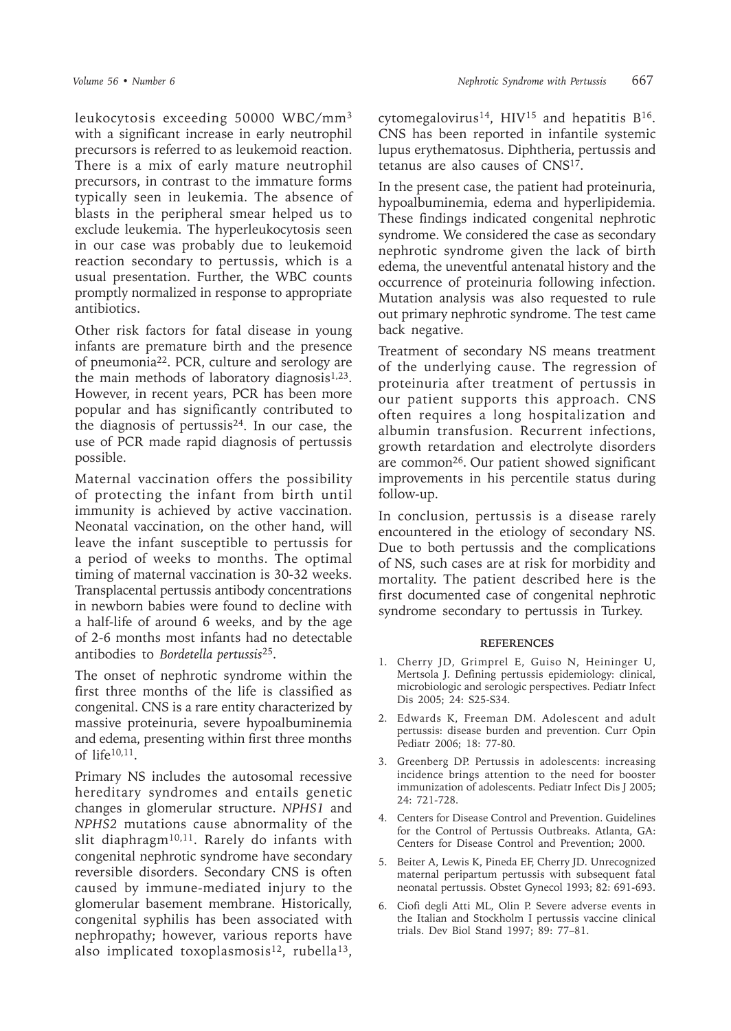leukocytosis exceeding 50000 WBC/mm$^3$ with a significant increase in early neutrophil precursors is referred to as leukemoid reaction. There is a mix of early mature neutrophil precursors, in contrast to the immature forms typically seen in leukemia. The absence of blasts in the peripheral smear helped us to exclude leukemia. The hyperleukocytosis seen in our case was probably due to leukemoid reaction secondary to pertussis, which is a usual presentation. Further, the WBC counts promptly normalized in response to appropriate antibiotics.

Other risk factors for fatal disease in young infants are premature birth and the presence of pneumonia[22]. PCR, culture and serology are the main methods of laboratory diagnosis[1,23]. However, in recent years, PCR has been more popular and has significantly contributed to the diagnosis of pertussis[24]. In our case, the use of PCR made rapid diagnosis of pertussis possible.

Maternal vaccination offers the possibility of protecting the infant from birth until immunity is achieved by active vaccination. Neonatal vaccination, on the other hand, will leave the infant susceptible to pertussis for a period of weeks to months. The optimal timing of maternal vaccination is 30-32 weeks. Transplacental pertussis antibody concentrations in newborn babies were found to decline with a half-life of around 6 weeks, and by the age of 2-6 months most infants had no detectable antibodies to *Bordetella pertussis*[25].

The onset of nephrotic syndrome within the first three months of the life is classified as congenital. CNS is a rare entity characterized by massive proteinuria, severe hypoalbuminemia and edema, presenting within first three months of life[10,11].

Primary NS includes the autosomal recessive hereditary syndromes and entails genetic changes in glomerular structure. *NPHS1* and *NPHS2* mutations cause abnormality of the slit diaphragm[10,11]. Rarely do infants with congenital nephrotic syndrome have secondary reversible disorders. Secondary CNS is often caused by immune-mediated injury to the glomerular basement membrane. Historically, congenital syphilis has been associated with nephropathy; however, various reports have also implicated toxoplasmosis[12], rubella[13], cytomegalovirus[14], HIV[15] and hepatitis B[16]. CNS has been reported in infantile systemic lupus erythematosus. Diphtheria, pertussis and tetanus are also causes of CNS[17].

In the present case, the patient had proteinuria, hypoalbuminemia, edema and hyperlipidemia. These findings indicated congenital nephrotic syndrome. We considered the case as secondary nephrotic syndrome given the lack of birth edema, the uneventful antenatal history and the occurrence of proteinuria following infection. Mutation analysis was also requested to rule out primary nephrotic syndrome. The test came back negative.

Treatment of secondary NS means treatment of the underlying cause. The regression of proteinuria after treatment of pertussis in our patient supports this approach. CNS often requires a long hospitalization and albumin transfusion. Recurrent infections, growth retardation and electrolyte disorders are common[26]. Our patient showed significant improvements in his percentile status during follow-up.

In conclusion, pertussis is a disease rarely encountered in the etiology of secondary NS. Due to both pertussis and the complications of NS, such cases are at risk for morbidity and mortality. The patient described here is the first documented case of congenital nephrotic syndrome secondary to pertussis in Turkey.

## REFERENCES

1. Cherry JD, Grimprel E, Guiso N, Heininger U, Mertsola J. Defining pertussis epidemiology: clinical, microbiologic and serologic perspectives. Pediatr Infect Dis 2005; 24: S25-S34.
2. Edwards K, Freeman DM. Adolescent and adult pertussis: disease burden and prevention. Curr Opin Pediatr 2006; 18: 77-80.
3. Greenberg DP. Pertussis in adolescents: increasing incidence brings attention to the need for booster immunization of adolescents. Pediatr Infect Dis J 2005; 24: 721-728.
4. Centers for Disease Control and Prevention. Guidelines for the Control of Pertussis Outbreaks. Atlanta, GA: Centers for Disease Control and Prevention; 2000.
5. Beiter A, Lewis K, Pineda EF, Cherry JD. Unrecognized maternal peripartum pertussis with subsequent fatal neonatal pertussis. Obstet Gynecol 1993; 82: 691-693.
6. Ciofi degli Atti ML, Olin P. Severe adverse events in the Italian and Stockholm I pertussis vaccine clinical trials. Dev Biol Stand 1997; 89: 77–81.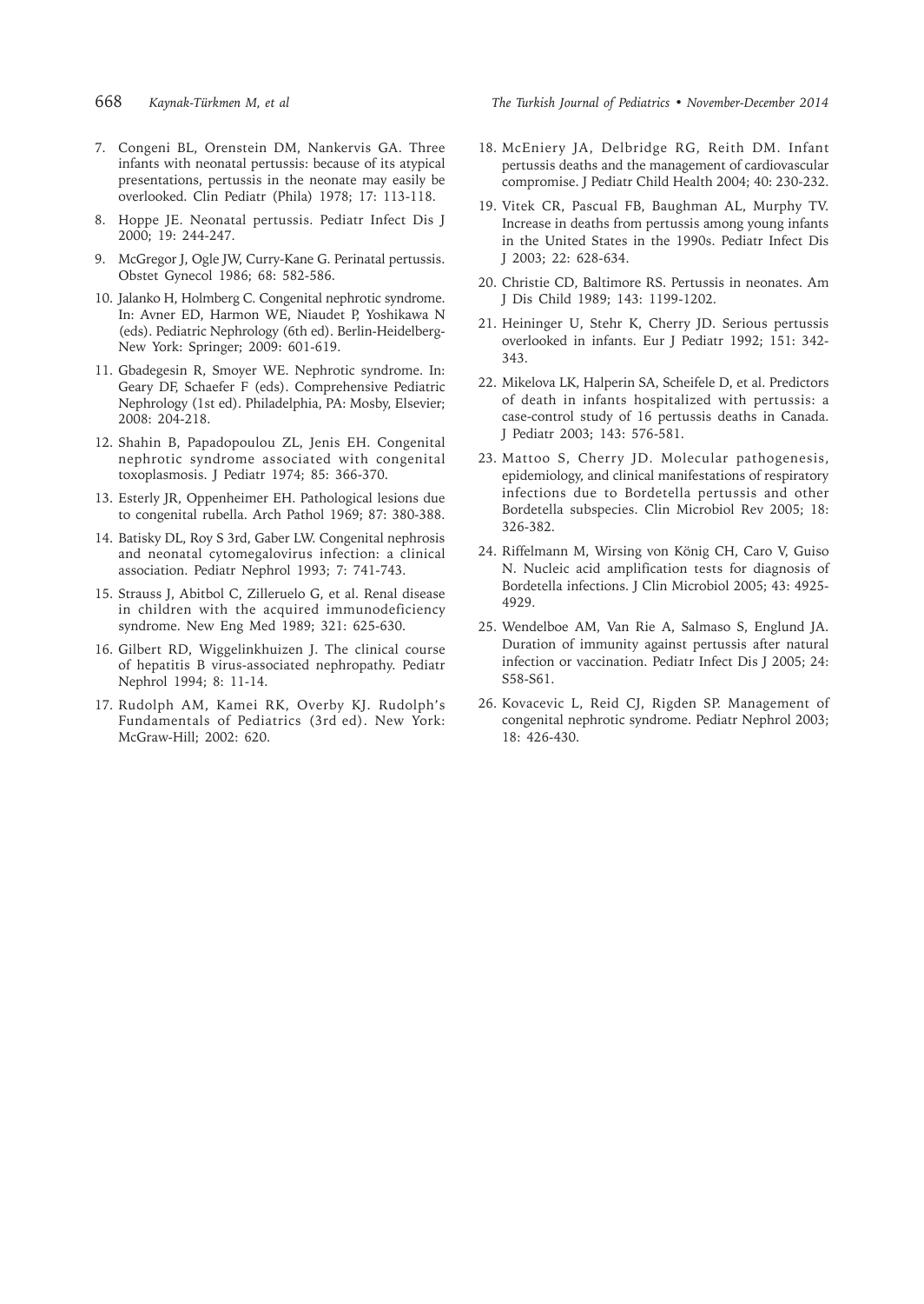7. Congeni BL, Orenstein DM, Nankervis GA. Three infants with neonatal pertussis: because of its atypical presentations, pertussis in the neonate may easily be overlooked. Clin Pediatr (Phila) 1978; 17: 113-118.
8. Hoppe JE. Neonatal pertussis. Pediatr Infect Dis J 2000; 19: 244-247.
9. McGregor J, Ogle JW, Curry-Kane G. Perinatal pertussis. Obstet Gynecol 1986; 68: 582-586.
10. Jalanko H, Holmberg C. Congenital nephrotic syndrome. In: Avner ED, Harmon WE, Niaudet P, Yoshikawa N (eds). Pediatric Nephrology (6th ed). Berlin-Heidelberg-New York: Springer; 2009: 601-619.
11. Gbadegesin R, Smoyer WE. Nephrotic syndrome. In: Geary DF, Schaefer F (eds). Comprehensive Pediatric Nephrology (1st ed). Philadelphia, PA: Mosby, Elsevier; 2008: 204-218.
12. Shahin B, Papadopoulou ZL, Jenis EH. Congenital nephrotic syndrome associated with congenital toxoplasmosis. J Pediatr 1974; 85: 366-370.
13. Esterly JR, Oppenheimer EH. Pathological lesions due to congenital rubella. Arch Pathol 1969; 87: 380-388.
14. Batisky DL, Roy S 3rd, Gaber LW. Congenital nephrosis and neonatal cytomegalovirus infection: a clinical association. Pediatr Nephrol 1993; 7: 741-743.
15. Strauss J, Abitbol C, Zilleruelo G, et al. Renal disease in children with the acquired immunodeficiency syndrome. New Eng Med 1989; 321: 625-630.
16. Gilbert RD, Wiggelinkhuizen J. The clinical course of hepatitis B virus-associated nephropathy. Pediatr Nephrol 1994; 8: 11-14.
17. Rudolph AM, Kamei RK, Overby KJ. Rudolph's Fundamentals of Pediatrics (3rd ed). New York: McGraw-Hill; 2002: 620.
18. McEniery JA, Delbridge RG, Reith DM. Infant pertussis deaths and the management of cardiovascular compromise. J Pediatr Child Health 2004; 40: 230-232.
19. Vitek CR, Pascual FB, Baughman AL, Murphy TV. Increase in deaths from pertussis among young infants in the United States in the 1990s. Pediatr Infect Dis J 2003; 22: 628-634.
20. Christie CD, Baltimore RS. Pertussis in neonates. Am J Dis Child 1989; 143: 1199-1202.
21. Heininger U, Stehr K, Cherry JD. Serious pertussis overlooked in infants. Eur J Pediatr 1992; 151: 342-343.
22. Mikelova LK, Halperin SA, Scheifele D, et al. Predictors of death in infants hospitalized with pertussis: a case-control study of 16 pertussis deaths in Canada. J Pediatr 2003; 143: 576-581.
23. Mattoo S, Cherry JD. Molecular pathogenesis, epidemiology, and clinical manifestations of respiratory infections due to Bordetella pertussis and other Bordetella subspecies. Clin Microbiol Rev 2005; 18: 326-382.
24. Riffelmann M, Wirsing von König CH, Caro V, Guiso N. Nucleic acid amplification tests for diagnosis of Bordetella infections. J Clin Microbiol 2005; 43: 4925-4929.
25. Wendelboe AM, Van Rie A, Salmaso S, Englund JA. Duration of immunity against pertussis after natural infection or vaccination. Pediatr Infect Dis J 2005; 24: S58-S61.
26. Kovacevic L, Reid CJ, Rigden SP. Management of congenital nephrotic syndrome. Pediatr Nephrol 2003; 18: 426-430.